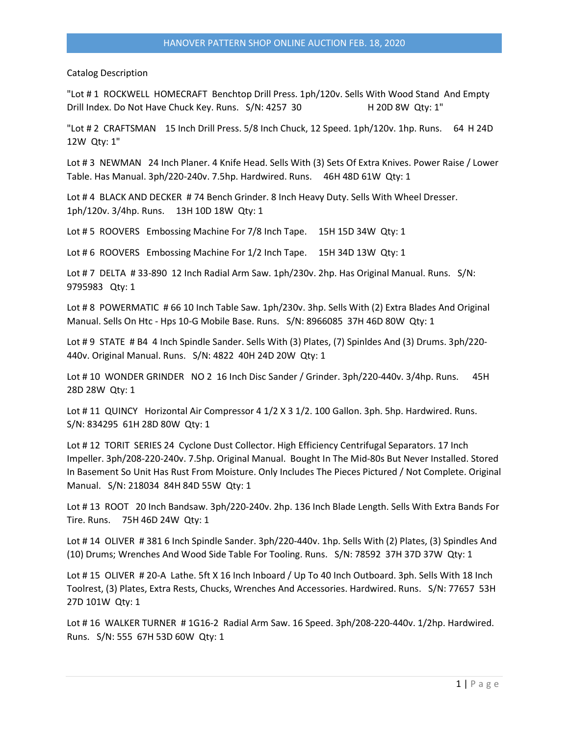HANOVER PATTERN SHOP ONLINE AUCTION FEB. 18, 2020

Catalog Description

"Lot # 1 ROCKWELL HOMECRAFT Benchtop Drill Press. 1ph/120v. Sells With Wood Stand And Empty Drill Index. Do Not Have Chuck Key. Runs. S/N: 4257 30 H 20D 8W Qty: 1"

"Lot # 2 CRAFTSMAN 15 Inch Drill Press. 5/8 Inch Chuck, 12 Speed. 1ph/120v. 1hp. Runs. 64 H 24D 12W Qty: 1"

Lot # 3 NEWMAN 24 Inch Planer. 4 Knife Head. Sells With (3) Sets Of Extra Knives. Power Raise / Lower Table. Has Manual. 3ph/220-240v. 7.5hp. Hardwired. Runs. 46H 48D 61W Qty: 1

Lot # 4 BLACK AND DECKER # 74 Bench Grinder. 8 Inch Heavy Duty. Sells With Wheel Dresser. 1ph/120v. 3/4hp. Runs. 13H 10D 18W Qty: 1

Lot # 5 ROOVERS Embossing Machine For 7/8 Inch Tape. 15H 15D 34W Qty: 1

Lot # 6 ROOVERS Embossing Machine For 1/2 Inch Tape. 15H 34D 13W Qty: 1

Lot # 7 DELTA # 33-890 12 Inch Radial Arm Saw. 1ph/230v. 2hp. Has Original Manual. Runs. S/N: 9795983 Qty: 1

Lot # 8 POWERMATIC # 66 10 Inch Table Saw. 1ph/230v. 3hp. Sells With (2) Extra Blades And Original Manual. Sells On Htc - Hps 10-G Mobile Base. Runs. S/N: 8966085 37H 46D 80W Qty: 1

Lot # 9 STATE # B4 4 Inch Spindle Sander. Sells With (3) Plates, (7) Spinldes And (3) Drums. 3ph/220-440v. Original Manual. Runs. S/N: 4822 40H 24D 20W Qty: 1

Lot # 10 WONDER GRINDER NO 2 16 Inch Disc Sander / Grinder. 3ph/220-440v. 3/4hp. Runs. 45H 28D 28W Qty: 1

Lot # 11 QUINCY Horizontal Air Compressor 4 1/2 X 3 1/2. 100 Gallon. 3ph. 5hp. Hardwired. Runs. S/N: 834295 61H 28D 80W Qty: 1

Lot # 12 TORIT SERIES 24 Cyclone Dust Collector. High Efficiency Centrifugal Separators. 17 Inch Impeller. 3ph/208-220-240v. 7.5hp. Original Manual. Bought In The Mid-80s But Never Installed. Stored In Basement So Unit Has Rust From Moisture. Only Includes The Pieces Pictured / Not Complete. Original Manual. S/N: 218034 84H 84D 55W Qty: 1

Lot # 13 ROOT 20 Inch Bandsaw. 3ph/220-240v. 2hp. 136 Inch Blade Length. Sells With Extra Bands For Tire. Runs. 75H 46D 24W Qty: 1

Lot # 14 OLIVER # 381 6 Inch Spindle Sander. 3ph/220-440v. 1hp. Sells With (2) Plates, (3) Spindles And (10) Drums; Wrenches And Wood Side Table For Tooling. Runs. S/N: 78592 37H 37D 37W Qty: 1

Lot # 15 OLIVER # 20-A Lathe. 5ft X 16 Inch Inboard / Up To 40 Inch Outboard. 3ph. Sells With 18 Inch Toolrest, (3) Plates, Extra Rests, Chucks, Wrenches And Accessories. Hardwired. Runs. S/N: 77657 53H 27D 101W Qty: 1

Lot # 16 WALKER TURNER # 1G16-2 Radial Arm Saw. 16 Speed. 3ph/208-220-440v. 1/2hp. Hardwired. Runs. S/N: 555 67H 53D 60W Qty: 1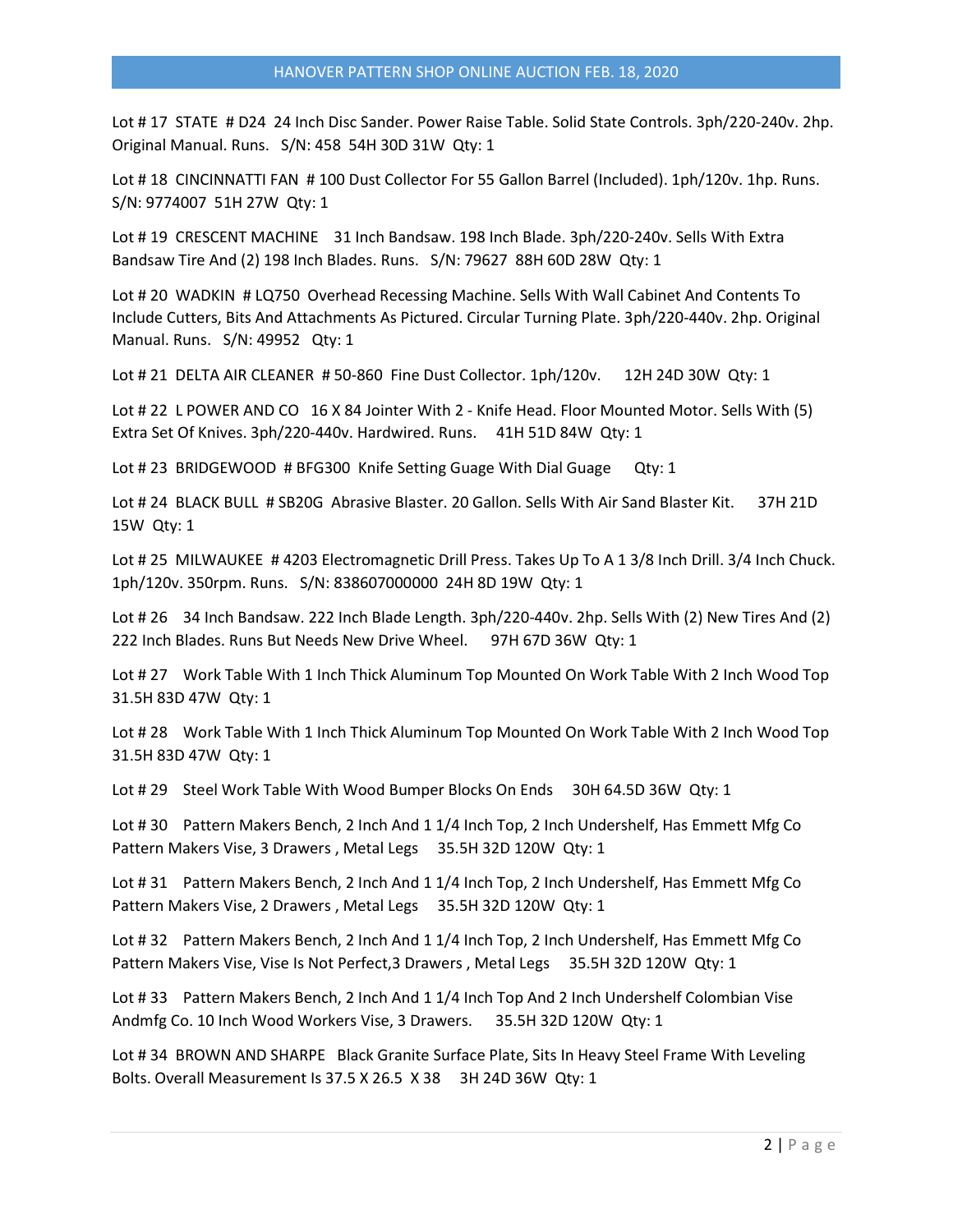Lot # 17 STATE # D24 24 Inch Disc Sander. Power Raise Table. Solid State Controls. 3ph/220-240v. 2hp. Original Manual. Runs. S/N: 458 54H 30D 31W Qty: 1

Lot # 18 CINCINNATTI FAN # 100 Dust Collector For 55 Gallon Barrel (Included). 1ph/120v. 1hp. Runs. S/N: 9774007 51H 27W Qty: 1

Lot # 19 CRESCENT MACHINE 31 Inch Bandsaw. 198 Inch Blade. 3ph/220-240v. Sells With Extra Bandsaw Tire And (2) 198 Inch Blades. Runs. S/N: 79627 88H 60D 28W Qty: 1

Lot # 20 WADKIN # LQ750 Overhead Recessing Machine. Sells With Wall Cabinet And Contents To Include Cutters, Bits And Attachments As Pictured. Circular Turning Plate. 3ph/220-440v. 2hp. Original Manual. Runs. S/N: 49952 Qty: 1

Lot # 21 DELTA AIR CLEANER # 50-860 Fine Dust Collector. 1ph/120v. 12H 24D 30W Qty: 1

Lot # 22 L POWER AND CO 16 X 84 Jointer With 2 - Knife Head. Floor Mounted Motor. Sells With (5) Extra Set Of Knives. 3ph/220-440v. Hardwired. Runs. 41H 51D 84W Qty: 1

Lot # 23 BRIDGEWOOD # BFG300 Knife Setting Guage With Dial Guage Qty: 1

Lot # 24 BLACK BULL # SB20G Abrasive Blaster. 20 Gallon. Sells With Air Sand Blaster Kit. 37H 21D 15W Qty: 1

Lot # 25 MILWAUKEE # 4203 Electromagnetic Drill Press. Takes Up To A 1 3/8 Inch Drill. 3/4 Inch Chuck. 1ph/120v. 350rpm. Runs. S/N: 838607000000 24H 8D 19W Qty: 1

Lot # 26 34 Inch Bandsaw. 222 Inch Blade Length. 3ph/220-440v. 2hp. Sells With (2) New Tires And (2) 222 Inch Blades. Runs But Needs New Drive Wheel. 97H 67D 36W Qty: 1

Lot # 27 Work Table With 1 Inch Thick Aluminum Top Mounted On Work Table With 2 Inch Wood Top 31.5H 83D 47W Qty: 1

Lot # 28 Work Table With 1 Inch Thick Aluminum Top Mounted On Work Table With 2 Inch Wood Top 31.5H 83D 47W Qty: 1

Lot # 29 Steel Work Table With Wood Bumper Blocks On Ends 30H 64.5D 36W Qty: 1

Lot # 30 Pattern Makers Bench, 2 Inch And 1 1/4 Inch Top, 2 Inch Undershelf, Has Emmett Mfg Co Pattern Makers Vise, 3 Drawers , Metal Legs 35.5H 32D 120W Qty: 1

Lot # 31 Pattern Makers Bench, 2 Inch And 1 1/4 Inch Top, 2 Inch Undershelf, Has Emmett Mfg Co Pattern Makers Vise, 2 Drawers , Metal Legs 35.5H 32D 120W Qty: 1

Lot # 32 Pattern Makers Bench, 2 Inch And 1 1/4 Inch Top, 2 Inch Undershelf, Has Emmett Mfg Co Pattern Makers Vise, Vise Is Not Perfect,3 Drawers , Metal Legs 35.5H 32D 120W Qty: 1

Lot # 33 Pattern Makers Bench, 2 Inch And 1 1/4 Inch Top And 2 Inch Undershelf Colombian Vise Andmfg Co. 10 Inch Wood Workers Vise, 3 Drawers. 35.5H 32D 120W Qty: 1

Lot # 34 BROWN AND SHARPE Black Granite Surface Plate, Sits In Heavy Steel Frame With Leveling Bolts. Overall Measurement Is 37.5 X 26.5 X 38 3H 24D 36W Qty: 1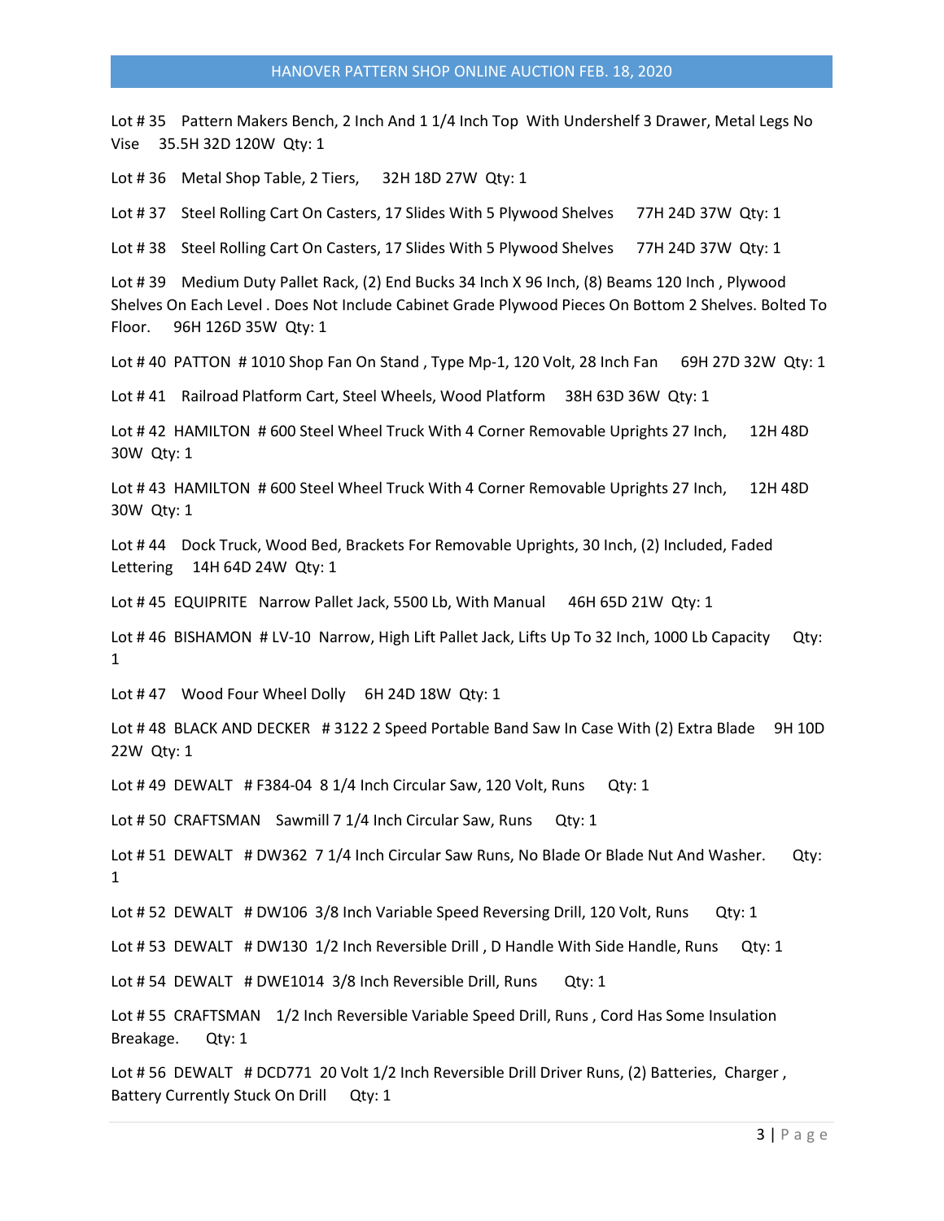Lot # 35 Pattern Makers Bench, 2 Inch And 1 1/4 Inch Top With Undershelf 3 Drawer, Metal Legs No Vise 35.5H 32D 120W Qty: 1

Lot # 36 Metal Shop Table, 2 Tiers, 32H 18D 27W Qty: 1

Lot # 37 Steel Rolling Cart On Casters, 17 Slides With 5 Plywood Shelves 77H 24D 37W Qty: 1

Lot # 38 Steel Rolling Cart On Casters, 17 Slides With 5 Plywood Shelves 77H 24D 37W Qty: 1

Lot # 39 Medium Duty Pallet Rack, (2) End Bucks 34 Inch X 96 Inch, (8) Beams 120 Inch , Plywood Shelves On Each Level . Does Not Include Cabinet Grade Plywood Pieces On Bottom 2 Shelves. Bolted To Floor. 96H 126D 35W Qty: 1

Lot # 40 PATTON # 1010 Shop Fan On Stand , Type Mp-1, 120 Volt, 28 Inch Fan 69H 27D 32W Qty: 1

Lot # 41 Railroad Platform Cart, Steel Wheels, Wood Platform 38H 63D 36W Qty: 1

Lot # 42 HAMILTON # 600 Steel Wheel Truck With 4 Corner Removable Uprights 27 Inch, 12H 48D 30W Qty: 1

Lot # 43 HAMILTON # 600 Steel Wheel Truck With 4 Corner Removable Uprights 27 Inch, 12H 48D 30W Qty: 1

Lot # 44 Dock Truck, Wood Bed, Brackets For Removable Uprights, 30 Inch, (2) Included, Faded Lettering 14H 64D 24W Qty: 1

Lot # 45 EQUIPRITE Narrow Pallet Jack, 5500 Lb, With Manual 46H 65D 21W Qty: 1

Lot # 46 BISHAMON # LV-10 Narrow, High Lift Pallet Jack, Lifts Up To 32 Inch, 1000 Lb Capacity Qty: 1

Lot # 47 Wood Four Wheel Dolly 6H 24D 18W Qty: 1

Lot # 48 BLACK AND DECKER # 3122 2 Speed Portable Band Saw In Case With (2) Extra Blade 9H 10D 22W Qty: 1

Lot # 49 DEWALT # F384-04 8 1/4 Inch Circular Saw, 120 Volt, Runs Qty: 1

Lot # 50 CRAFTSMAN Sawmill 7 1/4 Inch Circular Saw, Runs Qty: 1

Lot # 51 DEWALT # DW362 7 1/4 Inch Circular Saw Runs, No Blade Or Blade Nut And Washer. Qty: 1

Lot # 52 DEWALT # DW106 3/8 Inch Variable Speed Reversing Drill, 120 Volt, Runs Qty: 1

Lot # 53 DEWALT # DW130 1/2 Inch Reversible Drill , D Handle With Side Handle, Runs Qty: 1

Lot # 54 DEWALT # DWE1014 3/8 Inch Reversible Drill, Runs Qty: 1

Lot # 55 CRAFTSMAN 1/2 Inch Reversible Variable Speed Drill, Runs , Cord Has Some Insulation Breakage. Qty: 1

Lot # 56 DEWALT # DCD771 20 Volt 1/2 Inch Reversible Drill Driver Runs, (2) Batteries, Charger , Battery Currently Stuck On Drill Qty: 1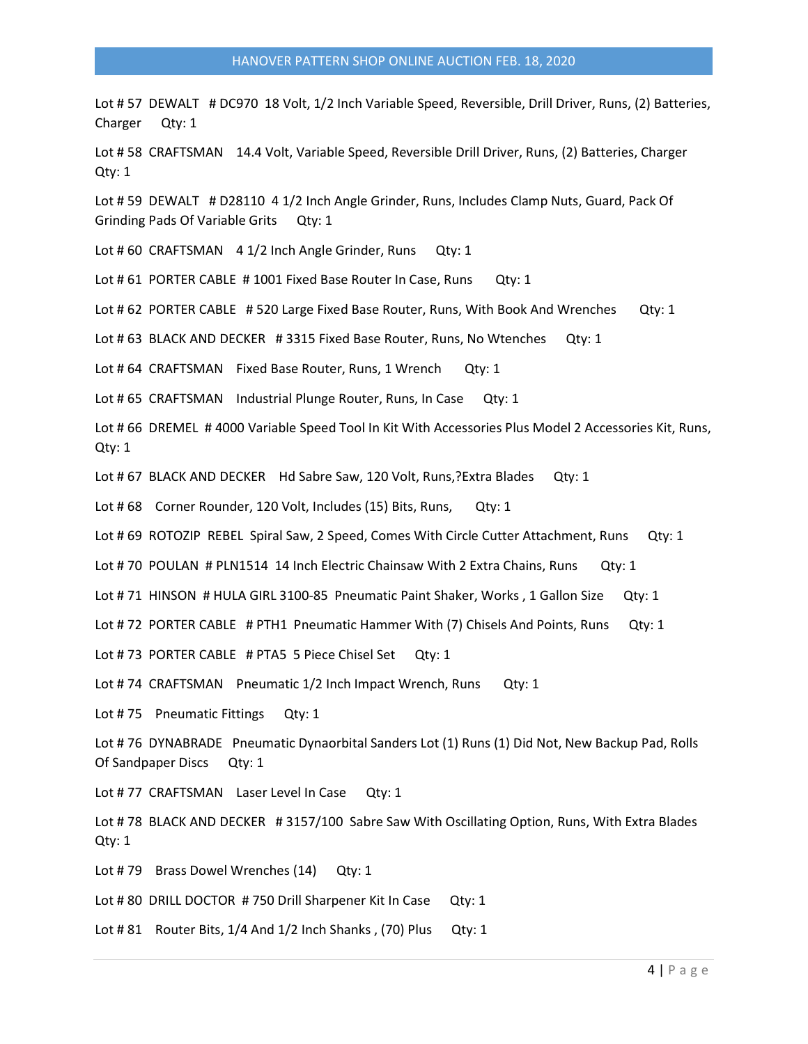Lot # 57 DEWALT # DC970 18 Volt, 1/2 Inch Variable Speed, Reversible, Drill Driver, Runs, (2) Batteries, Charger Qty: 1

Lot # 58 CRAFTSMAN 14.4 Volt, Variable Speed, Reversible Drill Driver, Runs, (2) Batteries, Charger Qty: 1

Lot # 59 DEWALT # D28110 4 1/2 Inch Angle Grinder, Runs, Includes Clamp Nuts, Guard, Pack Of Grinding Pads Of Variable Grits Qty: 1

Lot # 60 CRAFTSMAN 4 1/2 Inch Angle Grinder, Runs Qty: 1

Lot # 61 PORTER CABLE # 1001 Fixed Base Router In Case, Runs Qty: 1

Lot # 62 PORTER CABLE # 520 Large Fixed Base Router, Runs, With Book And Wrenches Qty: 1

Lot # 63 BLACK AND DECKER # 3315 Fixed Base Router, Runs, No Wtenches Qty: 1

Lot # 64 CRAFTSMAN Fixed Base Router, Runs, 1 Wrench Qty: 1

Lot # 65 CRAFTSMAN Industrial Plunge Router, Runs, In Case Qty: 1

Lot # 66 DREMEL # 4000 Variable Speed Tool In Kit With Accessories Plus Model 2 Accessories Kit, Runs, Qty: 1

Lot # 67 BLACK AND DECKER Hd Sabre Saw, 120 Volt, Runs,?Extra Blades Qty: 1

Lot # 68 Corner Rounder, 120 Volt, Includes (15) Bits, Runs, Qty: 1

Lot # 69 ROTOZIP REBEL Spiral Saw, 2 Speed, Comes With Circle Cutter Attachment, Runs Qty: 1

Lot # 70 POULAN # PLN1514 14 Inch Electric Chainsaw With 2 Extra Chains, Runs Qty: 1

Lot # 71 HINSON # HULA GIRL 3100-85 Pneumatic Paint Shaker, Works , 1 Gallon Size Qty: 1

Lot # 72 PORTER CABLE # PTH1 Pneumatic Hammer With (7) Chisels And Points, Runs Qty: 1

Lot # 73 PORTER CABLE # PTA5 5 Piece Chisel Set Qty: 1

Lot # 74 CRAFTSMAN Pneumatic 1/2 Inch Impact Wrench, Runs Qty: 1

Lot # 75 Pneumatic Fittings Qty: 1

Lot # 76 DYNABRADE Pneumatic Dynaorbital Sanders Lot (1) Runs (1) Did Not, New Backup Pad, Rolls Of Sandpaper Discs Qty: 1

Lot # 77 CRAFTSMAN Laser Level In Case Qty: 1

Lot # 78 BLACK AND DECKER # 3157/100 Sabre Saw With Oscillating Option, Runs, With Extra Blades Qty: 1

Lot # 79 Brass Dowel Wrenches (14) Qty: 1

Lot # 80 DRILL DOCTOR # 750 Drill Sharpener Kit In Case Qty: 1

Lot # 81 Router Bits, 1/4 And 1/2 Inch Shanks , (70) Plus Qty: 1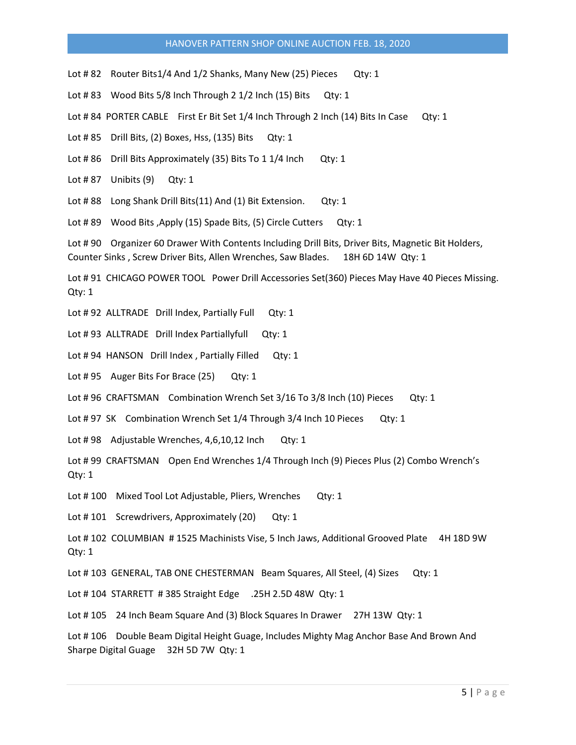Lot # 82 Router Bits1/4 And 1/2 Shanks, Many New (25) Pieces Qty: 1

Lot # 83 Wood Bits 5/8 Inch Through 2 1/2 Inch (15) Bits Qty: 1

Lot # 84 PORTER CABLE First Er Bit Set 1/4 Inch Through 2 Inch (14) Bits In Case Qty: 1

Lot # 85 Drill Bits, (2) Boxes, Hss, (135) Bits Qty: 1

Lot # 86 Drill Bits Approximately (35) Bits To 1 1/4 Inch Qty: 1

Lot # 87 Unibits (9) Qty: 1

Lot # 88 Long Shank Drill Bits(11) And (1) Bit Extension. Qty: 1

Lot # 89 Wood Bits ,Apply (15) Spade Bits, (5) Circle Cutters Qty: 1

Lot # 90 Organizer 60 Drawer With Contents Including Drill Bits, Driver Bits, Magnetic Bit Holders, Counter Sinks , Screw Driver Bits, Allen Wrenches, Saw Blades. 18H 6D 14W Qty: 1

Lot # 91 CHICAGO POWER TOOL Power Drill Accessories Set(360) Pieces May Have 40 Pieces Missing. Qty: 1

Lot # 92 ALLTRADE Drill Index, Partially Full Qty: 1

Lot # 93 ALLTRADE Drill Index Partiallyfull Qty: 1

Lot # 94 HANSON Drill Index , Partially Filled Qty: 1

Lot # 95 Auger Bits For Brace (25) Qty: 1

Lot # 96 CRAFTSMAN Combination Wrench Set 3/16 To 3/8 Inch (10) Pieces Qty: 1

Lot # 97 SK Combination Wrench Set 1/4 Through 3/4 Inch 10 Pieces Qty: 1

Lot # 98 Adjustable Wrenches, 4,6,10,12 Inch Qty: 1

Lot # 99 CRAFTSMAN Open End Wrenches 1/4 Through Inch (9) Pieces Plus (2) Combo Wrench's Qty: 1

Lot # 100 Mixed Tool Lot Adjustable, Pliers, Wrenches Qty: 1

Lot # 101 Screwdrivers, Approximately (20) Qty: 1

Lot # 102 COLUMBIAN # 1525 Machinists Vise, 5 Inch Jaws, Additional Grooved Plate 4H 18D 9W Qty: 1

Lot # 103 GENERAL, TAB ONE CHESTERMAN Beam Squares, All Steel, (4) Sizes Qty: 1

Lot # 104 STARRETT # 385 Straight Edge .25H 2.5D 48W Qty: 1

Lot # 105 24 Inch Beam Square And (3) Block Squares In Drawer 27H 13W Qty: 1

Lot # 106 Double Beam Digital Height Guage, Includes Mighty Mag Anchor Base And Brown And Sharpe Digital Guage 32H 5D 7W Qty: 1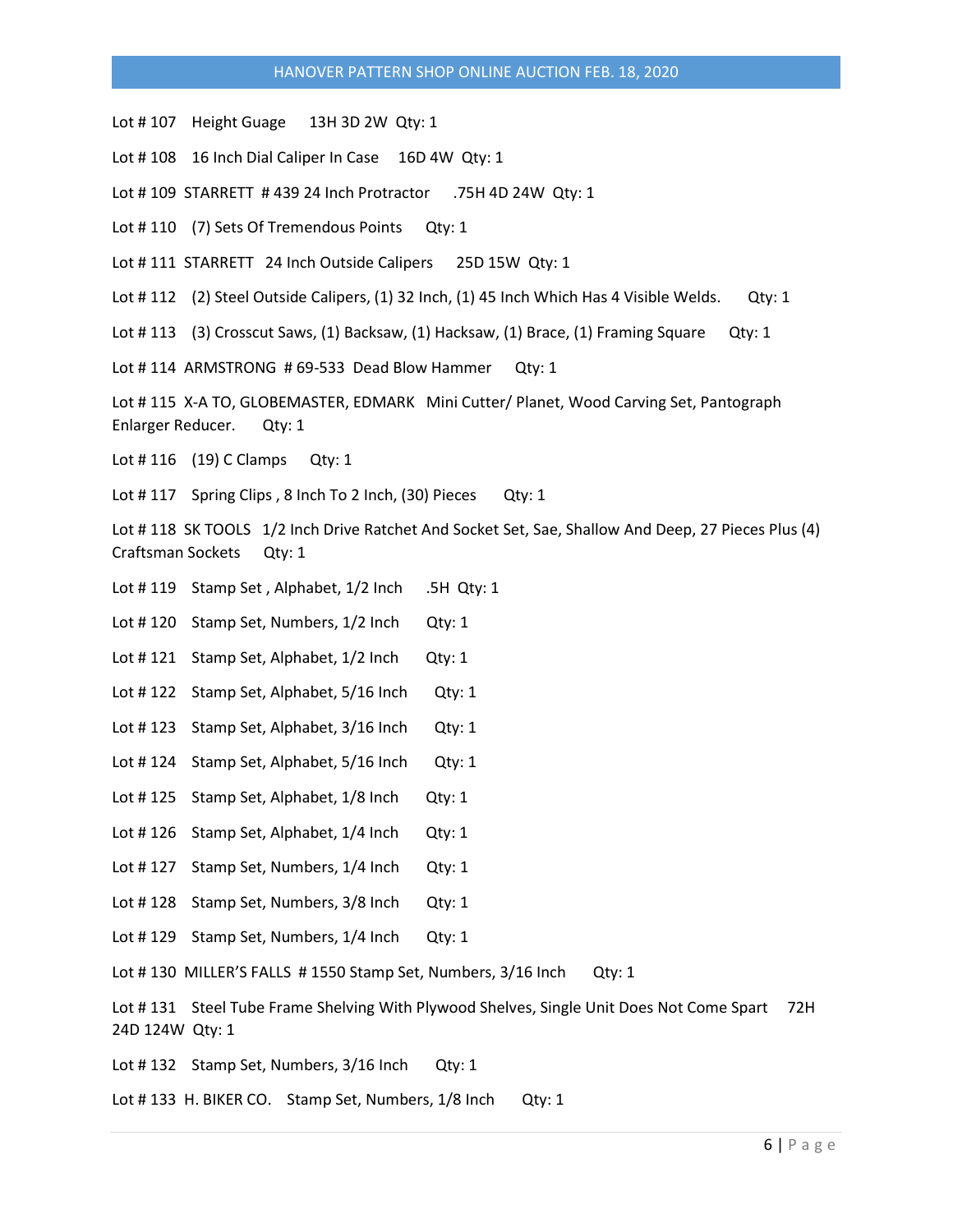Lot # 107 Height Guage 13H 3D 2W Qty: 1

Lot # 108 16 Inch Dial Caliper In Case 16D 4W Qty: 1

Lot # 109 STARRETT # 439 24 Inch Protractor .75H 4D 24W Qty: 1

Lot # 110 (7) Sets Of Tremendous Points Qty: 1

Lot # 111 STARRETT 24 Inch Outside Calipers 25D 15W Qty: 1

Lot # 112 (2) Steel Outside Calipers, (1) 32 Inch, (1) 45 Inch Which Has 4 Visible Welds. Qty: 1

Lot # 113 (3) Crosscut Saws, (1) Backsaw, (1) Hacksaw, (1) Brace, (1) Framing Square Qty: 1

Lot # 114 ARMSTRONG # 69-533 Dead Blow Hammer Qty: 1

Lot # 115 X-A TO, GLOBEMASTER, EDMARK Mini Cutter/ Planet, Wood Carving Set, Pantograph Enlarger Reducer. Qty: 1

Lot # 116 (19) C Clamps Qty: 1

Lot # 117 Spring Clips , 8 Inch To 2 Inch, (30) Pieces Qty: 1

Lot # 118 SK TOOLS 1/2 Inch Drive Ratchet And Socket Set, Sae, Shallow And Deep, 27 Pieces Plus (4) Craftsman Sockets Qty: 1

Lot # 119 Stamp Set , Alphabet, 1/2 Inch .5H Qty: 1

Lot # 120 Stamp Set, Numbers, 1/2 Inch Qty: 1

Lot # 121 Stamp Set, Alphabet, 1/2 Inch Qty: 1

Lot # 122 Stamp Set, Alphabet, 5/16 Inch Qty: 1

Lot # 123 Stamp Set, Alphabet, 3/16 Inch Qty: 1

Lot # 124 Stamp Set, Alphabet, 5/16 Inch Qty: 1

Lot # 125 Stamp Set, Alphabet, 1/8 Inch Qty: 1

Lot # 126 Stamp Set, Alphabet, 1/4 Inch Qty: 1

Lot # 127 Stamp Set, Numbers, 1/4 Inch Qty: 1

Lot # 128 Stamp Set, Numbers, 3/8 Inch Qty: 1

Lot # 129 Stamp Set, Numbers, 1/4 Inch Qty: 1

Lot # 130 MILLER'S FALLS # 1550 Stamp Set, Numbers, 3/16 Inch Qty: 1

Lot # 131 Steel Tube Frame Shelving With Plywood Shelves, Single Unit Does Not Come Spart 72H 24D 124W Qty: 1

Lot # 132 Stamp Set, Numbers, 3/16 Inch Qty: 1

Lot # 133 H. BIKER CO. Stamp Set, Numbers, 1/8 Inch Qty: 1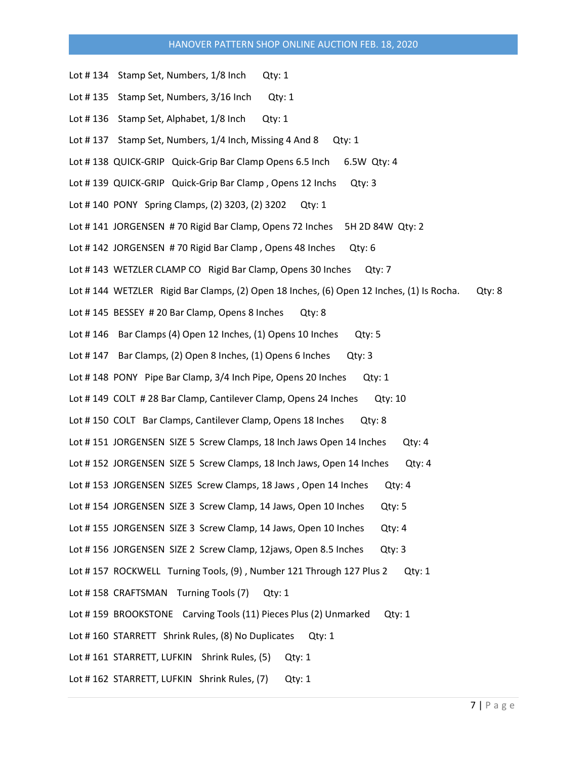Lot # 134 Stamp Set, Numbers, 1/8 Inch Qty: 1

Lot # 135 Stamp Set, Numbers, 3/16 Inch Qty: 1

Lot # 136 Stamp Set, Alphabet, 1/8 Inch Qty: 1

Lot # 137 Stamp Set, Numbers, 1/4 Inch, Missing 4 And 8 Qty: 1

Lot # 138 QUICK-GRIP Quick-Grip Bar Clamp Opens 6.5 Inch 6.5W Qty: 4

Lot # 139 QUICK-GRIP Quick-Grip Bar Clamp , Opens 12 Inchs Qty: 3

Lot # 140 PONY Spring Clamps, (2) 3203, (2) 3202 Qty: 1

Lot # 141 JORGENSEN # 70 Rigid Bar Clamp, Opens 72 Inches 5H 2D 84W Qty: 2

Lot # 142 JORGENSEN # 70 Rigid Bar Clamp , Opens 48 Inches Qty: 6

Lot # 143 WETZLER CLAMP CO Rigid Bar Clamp, Opens 30 Inches Qty: 7

Lot # 144 WETZLER Rigid Bar Clamps, (2) Open 18 Inches, (6) Open 12 Inches, (1) Is Rocha. Qty: 8

Lot # 145 BESSEY # 20 Bar Clamp, Opens 8 Inches Qty: 8

Lot # 146 Bar Clamps (4) Open 12 Inches, (1) Opens 10 Inches Qty: 5

Lot # 147 Bar Clamps, (2) Open 8 Inches, (1) Opens 6 Inches Qty: 3

Lot # 148 PONY Pipe Bar Clamp, 3/4 Inch Pipe, Opens 20 Inches Qty: 1

Lot # 149 COLT # 28 Bar Clamp, Cantilever Clamp, Opens 24 Inches Qty: 10

Lot # 150 COLT Bar Clamps, Cantilever Clamp, Opens 18 Inches Qty: 8

Lot # 151 JORGENSEN SIZE 5 Screw Clamps, 18 Inch Jaws Open 14 Inches Qty: 4

Lot # 152 JORGENSEN SIZE 5 Screw Clamps, 18 Inch Jaws, Open 14 Inches Qty: 4

Lot # 153 JORGENSEN SIZE5 Screw Clamps, 18 Jaws , Open 14 Inches Qty: 4

Lot # 154 JORGENSEN SIZE 3 Screw Clamp, 14 Jaws, Open 10 Inches Qty: 5

Lot # 155 JORGENSEN SIZE 3 Screw Clamp, 14 Jaws, Open 10 Inches Qty: 4

Lot # 156 JORGENSEN SIZE 2 Screw Clamp, 12jaws, Open 8.5 Inches Qty: 3

Lot # 157 ROCKWELL Turning Tools, (9) , Number 121 Through 127 Plus 2 Qty: 1

Lot # 158 CRAFTSMAN Turning Tools (7) Qty: 1

Lot # 159 BROOKSTONE Carving Tools (11) Pieces Plus (2) Unmarked Qty: 1

Lot # 160 STARRETT Shrink Rules, (8) No Duplicates Qty: 1

Lot # 161 STARRETT, LUFKIN Shrink Rules, (5) Qty: 1

Lot # 162 STARRETT, LUFKIN Shrink Rules, (7) Qty: 1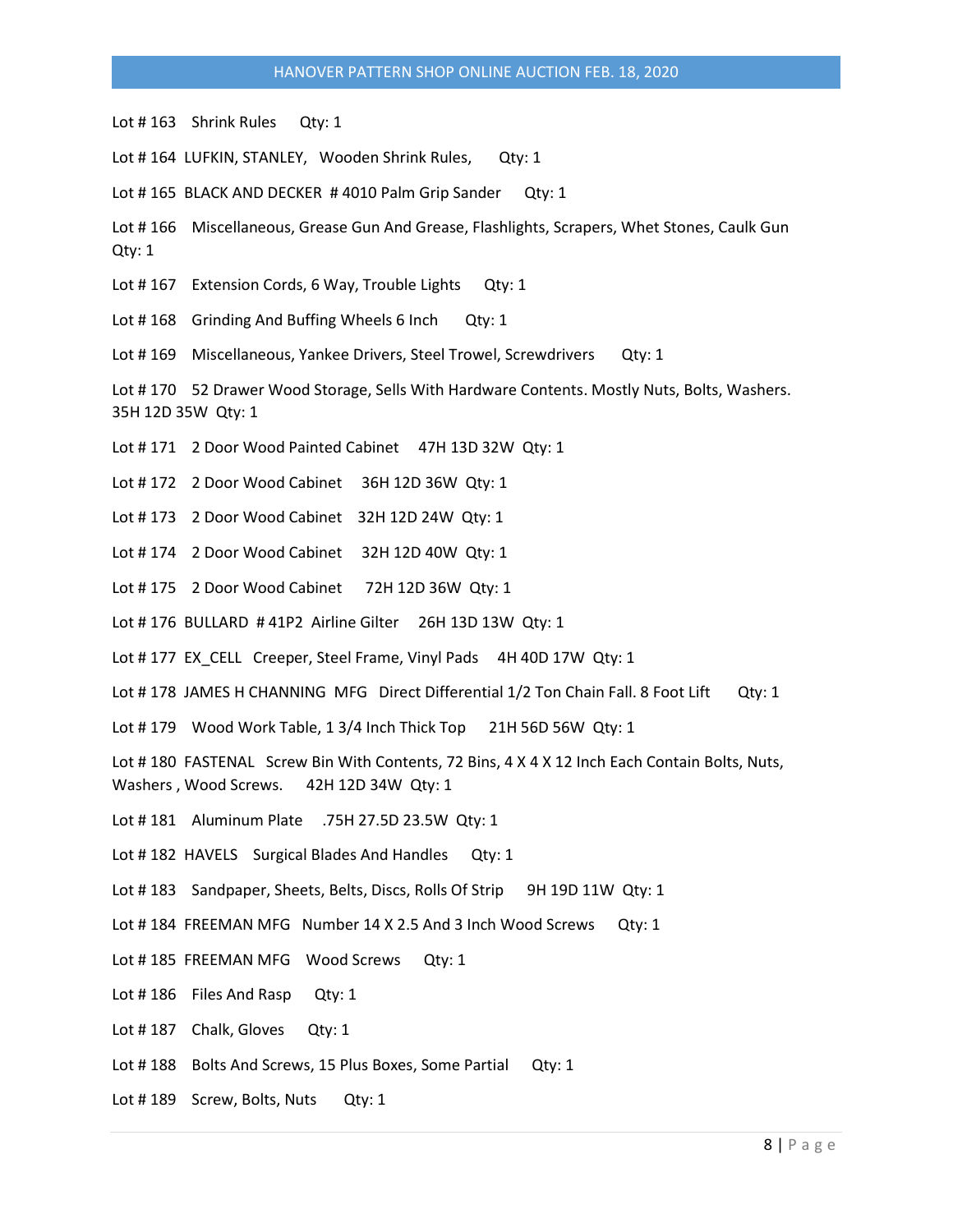Lot # 163 Shrink Rules Qty: 1

Lot # 164 LUFKIN, STANLEY, Wooden Shrink Rules, Qty: 1

Lot # 165 BLACK AND DECKER # 4010 Palm Grip Sander Qty: 1

Lot # 166 Miscellaneous, Grease Gun And Grease, Flashlights, Scrapers, Whet Stones, Caulk Gun Qty: 1

Lot # 167 Extension Cords, 6 Way, Trouble Lights Qty: 1

Lot # 168 Grinding And Buffing Wheels 6 Inch Qty: 1

Lot # 169 Miscellaneous, Yankee Drivers, Steel Trowel, Screwdrivers Qty: 1

Lot # 170 52 Drawer Wood Storage, Sells With Hardware Contents. Mostly Nuts, Bolts, Washers. 35H 12D 35W Qty: 1

Lot # 171 2 Door Wood Painted Cabinet 47H 13D 32W Qty: 1

Lot # 172 2 Door Wood Cabinet 36H 12D 36W Qty: 1

Lot # 173 2 Door Wood Cabinet 32H 12D 24W Qty: 1

Lot # 174 2 Door Wood Cabinet 32H 12D 40W Qty: 1

Lot # 175 2 Door Wood Cabinet 72H 12D 36W Qty: 1

Lot # 176 BULLARD # 41P2 Airline Gilter 26H 13D 13W Qty: 1

Lot # 177 EX_CELL Creeper, Steel Frame, Vinyl Pads 4H 40D 17W Qty: 1

Lot # 178 JAMES H CHANNING MFG Direct Differential 1/2 Ton Chain Fall. 8 Foot Lift Qty: 1

Lot # 179 Wood Work Table, 1 3/4 Inch Thick Top 21H 56D 56W Qty: 1

Lot # 180 FASTENAL Screw Bin With Contents, 72 Bins, 4 X 4 X 12 Inch Each Contain Bolts, Nuts, Washers , Wood Screws. 42H 12D 34W Qty: 1

Lot # 181 Aluminum Plate .75H 27.5D 23.5W Qty: 1

Lot # 182 HAVELS Surgical Blades And Handles Qty: 1

Lot # 183 Sandpaper, Sheets, Belts, Discs, Rolls Of Strip 9H 19D 11W Qty: 1

Lot # 184 FREEMAN MFG Number 14 X 2.5 And 3 Inch Wood Screws Qty: 1

Lot # 185 FREEMAN MFG Wood Screws Qty: 1

Lot # 186 Files And Rasp Qty: 1

Lot # 187 Chalk, Gloves Qty: 1

Lot # 188 Bolts And Screws, 15 Plus Boxes, Some Partial Qty: 1

Lot # 189 Screw, Bolts, Nuts Qty: 1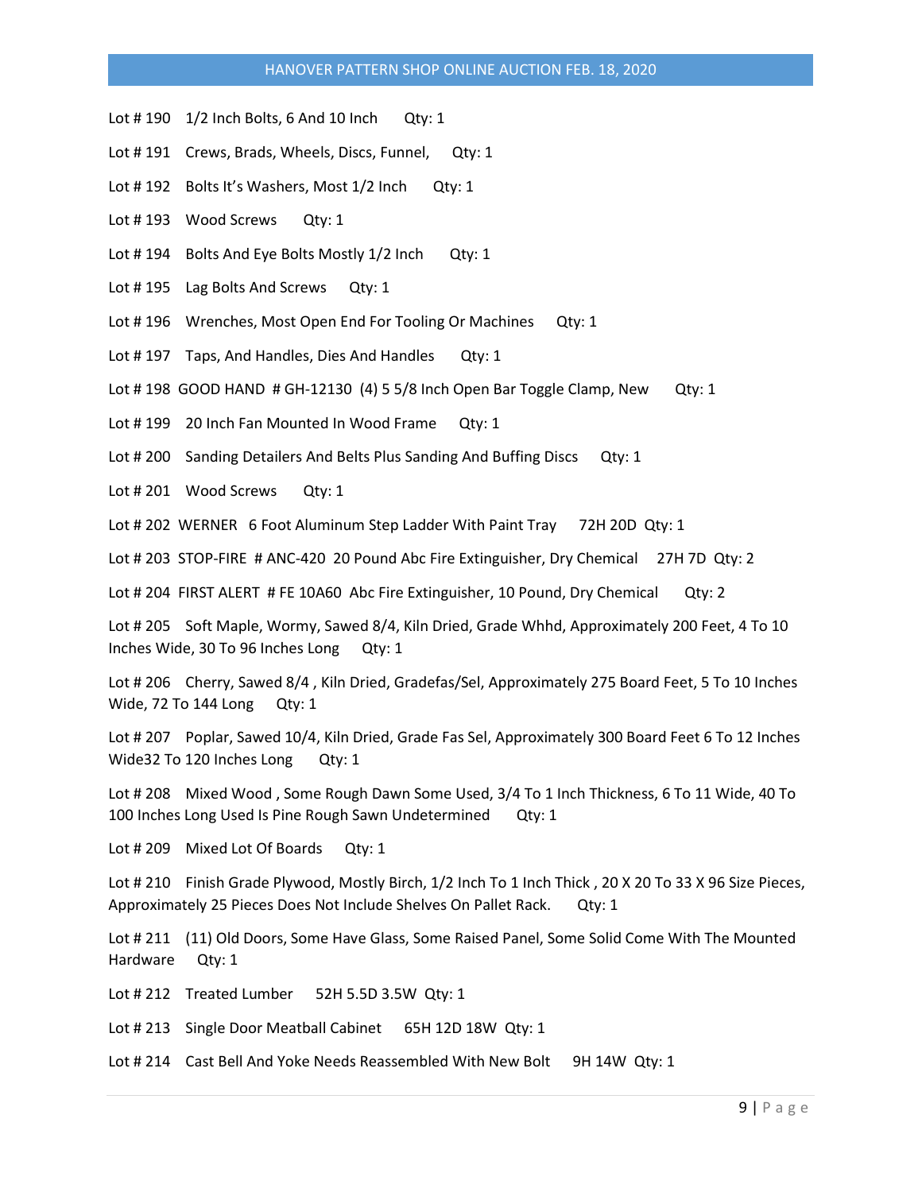Lot # 190 1/2 Inch Bolts, 6 And 10 Inch Qty: 1

Lot # 191 Crews, Brads, Wheels, Discs, Funnel, Qty: 1

Lot # 192 Bolts It's Washers, Most 1/2 Inch Qty: 1

Lot # 193 Wood Screws Qty: 1

Lot # 194 Bolts And Eye Bolts Mostly 1/2 Inch Qty: 1

Lot # 195 Lag Bolts And Screws Qty: 1

Lot # 196 Wrenches, Most Open End For Tooling Or Machines Qty: 1

Lot # 197 Taps, And Handles, Dies And Handles Qty: 1

Lot # 198 GOOD HAND # GH-12130 (4) 5 5/8 Inch Open Bar Toggle Clamp, New Qty: 1

Lot # 199 20 Inch Fan Mounted In Wood Frame Qty: 1

Lot # 200 Sanding Detailers And Belts Plus Sanding And Buffing Discs Qty: 1

Lot # 201 Wood Screws Qty: 1

Lot # 202 WERNER 6 Foot Aluminum Step Ladder With Paint Tray 72H 20D Qty: 1

Lot # 203 STOP-FIRE # ANC-420 20 Pound Abc Fire Extinguisher, Dry Chemical 27H 7D Qty: 2

Lot # 204 FIRST ALERT # FE 10A60 Abc Fire Extinguisher, 10 Pound, Dry Chemical Qty: 2

Lot # 205 Soft Maple, Wormy, Sawed 8/4, Kiln Dried, Grade Whhd, Approximately 200 Feet, 4 To 10 Inches Wide, 30 To 96 Inches Long Qty: 1

Lot # 206 Cherry, Sawed 8/4 , Kiln Dried, Gradefas/Sel, Approximately 275 Board Feet, 5 To 10 Inches Wide, 72 To 144 Long Qty: 1

Lot # 207 Poplar, Sawed 10/4, Kiln Dried, Grade Fas Sel, Approximately 300 Board Feet 6 To 12 Inches Wide32 To 120 Inches Long Qty: 1

Lot # 208 Mixed Wood , Some Rough Dawn Some Used, 3/4 To 1 Inch Thickness, 6 To 11 Wide, 40 To 100 Inches Long Used Is Pine Rough Sawn Undetermined Qty: 1

Lot # 209 Mixed Lot Of Boards Qty: 1

Lot # 210 Finish Grade Plywood, Mostly Birch, 1/2 Inch To 1 Inch Thick , 20 X 20 To 33 X 96 Size Pieces, Approximately 25 Pieces Does Not Include Shelves On Pallet Rack. Qty: 1

Lot # 211 (11) Old Doors, Some Have Glass, Some Raised Panel, Some Solid Come With The Mounted Hardware Qty: 1

Lot # 212 Treated Lumber 52H 5.5D 3.5W Qty: 1

Lot # 213 Single Door Meatball Cabinet 65H 12D 18W Qty: 1

Lot # 214 Cast Bell And Yoke Needs Reassembled With New Bolt 9H 14W Qty: 1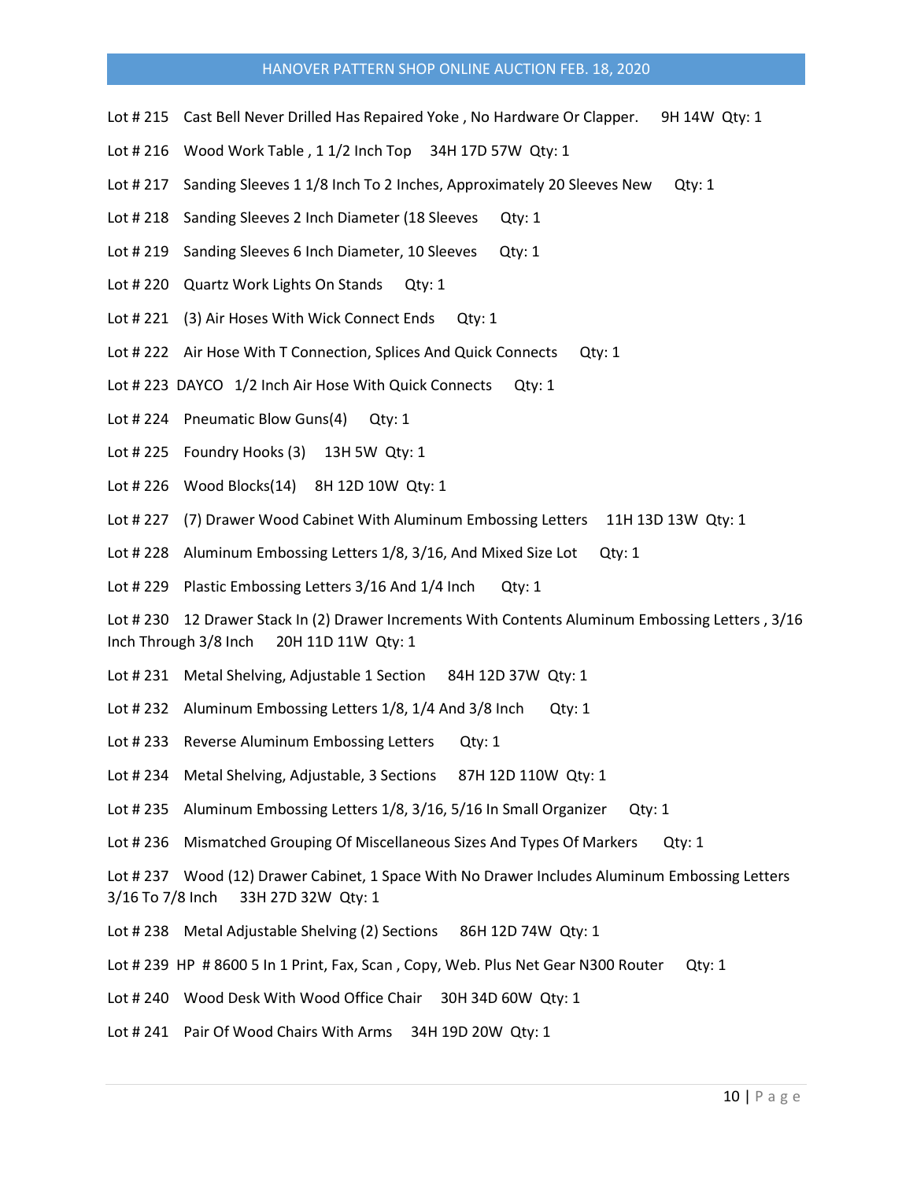Lot # 215 Cast Bell Never Drilled Has Repaired Yoke , No Hardware Or Clapper. 9H 14W Qty: 1

Lot # 216 Wood Work Table , 1 1/2 Inch Top 34H 17D 57W Qty: 1

Lot # 217 Sanding Sleeves 1 1/8 Inch To 2 Inches, Approximately 20 Sleeves New Qty: 1

Lot # 218 Sanding Sleeves 2 Inch Diameter (18 Sleeves Qty: 1

Lot # 219 Sanding Sleeves 6 Inch Diameter, 10 Sleeves Qty: 1

Lot # 220 Quartz Work Lights On Stands Qty: 1

Lot # 221 (3) Air Hoses With Wick Connect Ends Qty: 1

Lot # 222 Air Hose With T Connection, Splices And Quick Connects Qty: 1

Lot # 223 DAYCO 1/2 Inch Air Hose With Quick Connects Qty: 1

Lot # 224 Pneumatic Blow Guns(4) Qty: 1

Lot # 225 Foundry Hooks (3) 13H 5W Qty: 1

Lot # 226 Wood Blocks(14) 8H 12D 10W Qty: 1

Lot # 227 (7) Drawer Wood Cabinet With Aluminum Embossing Letters 11H 13D 13W Qty: 1

Lot # 228 Aluminum Embossing Letters 1/8, 3/16, And Mixed Size Lot Qty: 1

Lot # 229 Plastic Embossing Letters 3/16 And 1/4 Inch Qty: 1

Lot # 230 12 Drawer Stack In (2) Drawer Increments With Contents Aluminum Embossing Letters , 3/16 Inch Through 3/8 Inch 20H 11D 11W Qty: 1

Lot # 231 Metal Shelving, Adjustable 1 Section 84H 12D 37W Qty: 1

Lot # 232 Aluminum Embossing Letters 1/8, 1/4 And 3/8 Inch Qty: 1

Lot # 233 Reverse Aluminum Embossing Letters Qty: 1

Lot # 234 Metal Shelving, Adjustable, 3 Sections 87H 12D 110W Qty: 1

Lot # 235 Aluminum Embossing Letters 1/8, 3/16, 5/16 In Small Organizer Qty: 1

Lot # 236 Mismatched Grouping Of Miscellaneous Sizes And Types Of Markers Qty: 1

Lot # 237 Wood (12) Drawer Cabinet, 1 Space With No Drawer Includes Aluminum Embossing Letters 3/16 To 7/8 Inch 33H 27D 32W Qty: 1

Lot # 238 Metal Adjustable Shelving (2) Sections 86H 12D 74W Qty: 1

Lot # 239 HP # 8600 5 In 1 Print, Fax, Scan , Copy, Web. Plus Net Gear N300 Router Qty: 1

Lot # 240 Wood Desk With Wood Office Chair 30H 34D 60W Qty: 1

Lot # 241 Pair Of Wood Chairs With Arms 34H 19D 20W Qty: 1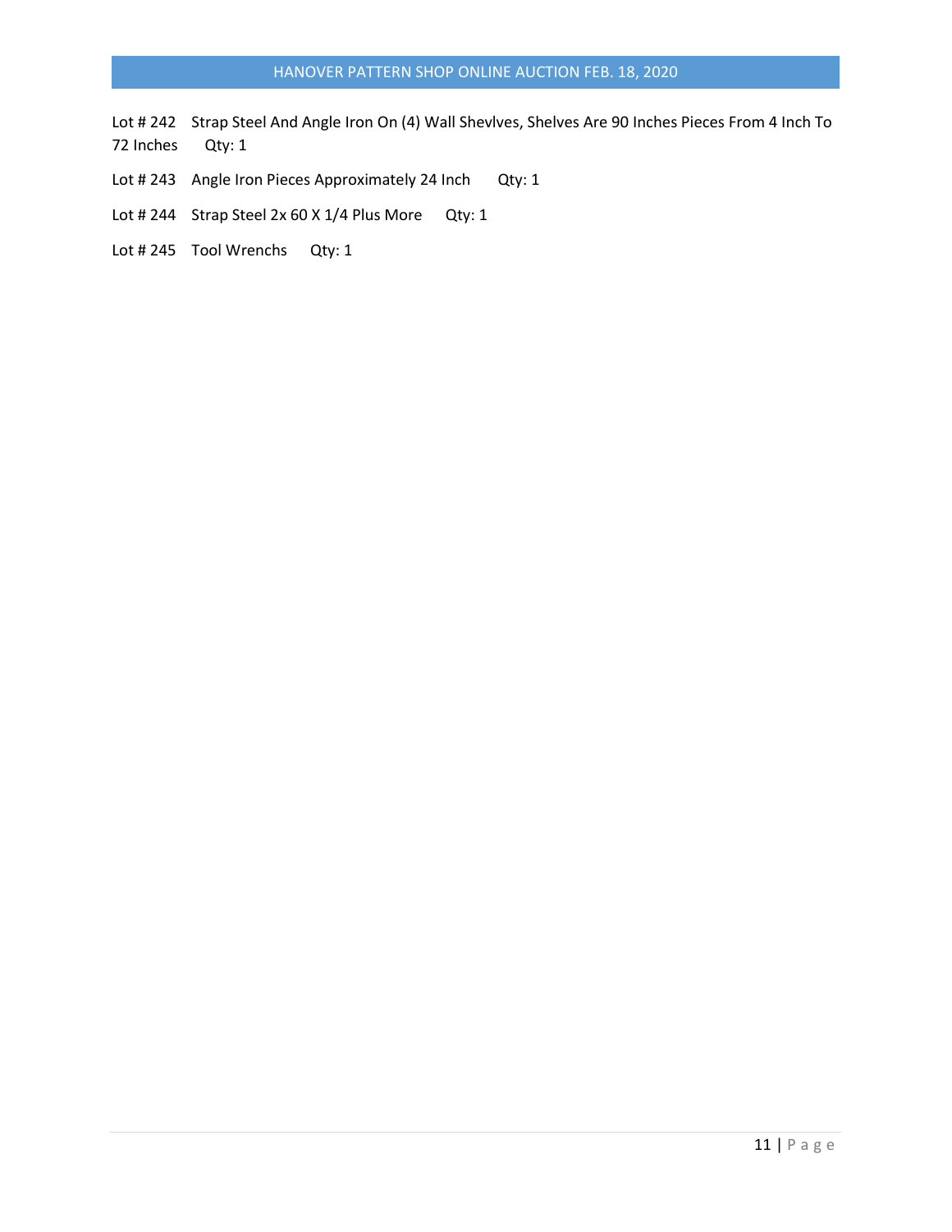Lot # 242 Strap Steel And Angle Iron On (4) Wall Shevlves, Shelves Are 90 Inches Pieces From 4 Inch To 72 Inches Qty: 1

Lot # 243 Angle Iron Pieces Approximately 24 Inch Qty: 1

Lot # 244 Strap Steel 2x 60 X 1/4 Plus More Qty: 1

Lot # 245 Tool Wrenchs Qty: 1